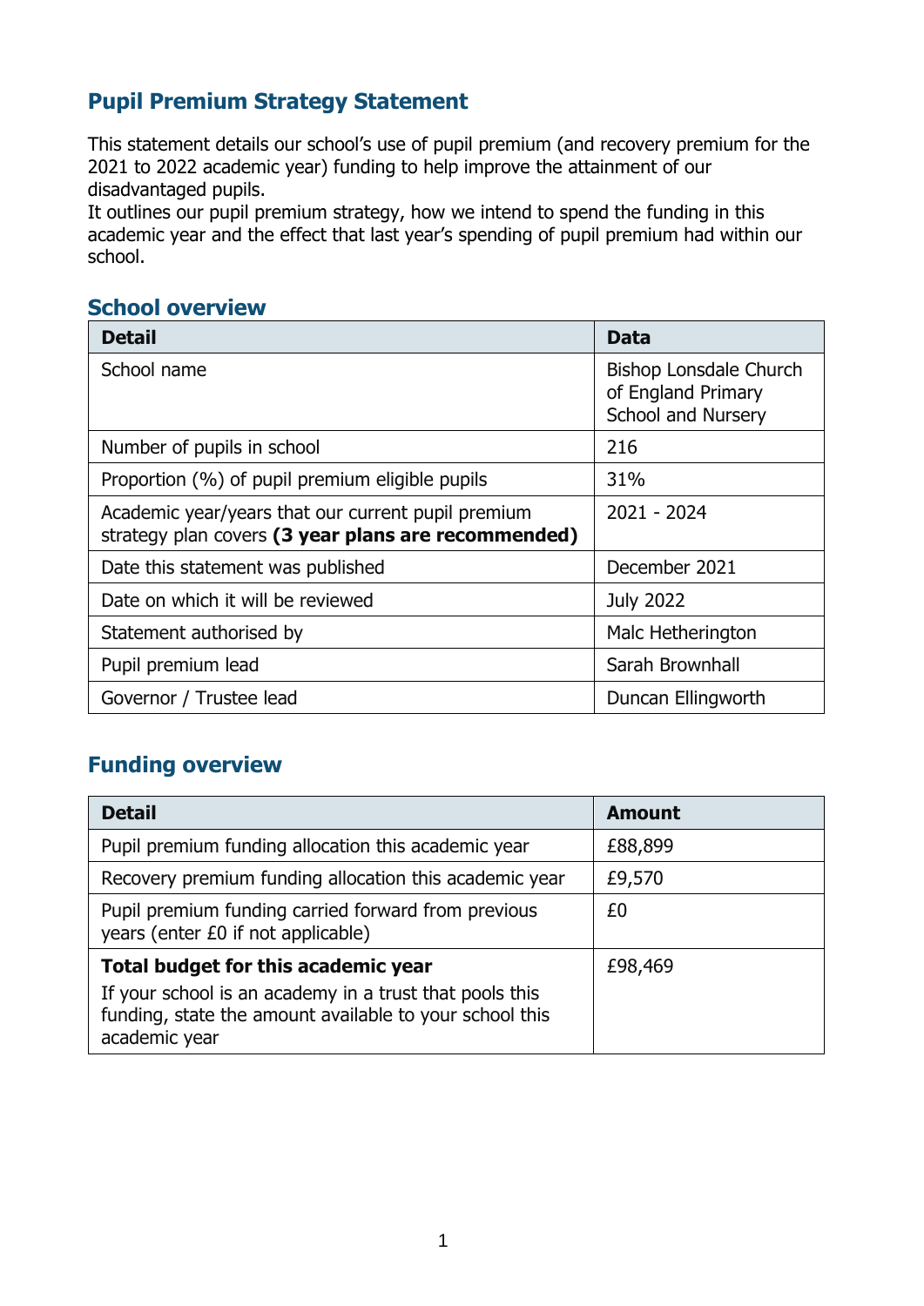# Pupil Premium Strategy Statement

This statement details our school's use of pupil premium (and recovery premium for the 2021 to 2022 academic year) funding to help improve the attainment of our disadvantaged pupils.
It outlines our pupil premium strategy, how we intend to spend the funding in this academic year and the effect that last year's spending of pupil premium had within our school.

## School overview

| Detail | Data |
|---|---|
| School name | Bishop Lonsdale Church of England Primary School and Nursery |
| Number of pupils in school | 216 |
| Proportion (%) of pupil premium eligible pupils | 31% |
| Academic year/years that our current pupil premium strategy plan covers **(3 year plans are recommended)** | 2021 - 2024 |
| Date this statement was published | December 2021 |
| Date on which it will be reviewed | July 2022 |
| Statement authorised by | Malc Hetherington |
| Pupil premium lead | Sarah Brownhall |
| Governor / Trustee lead | Duncan Ellingworth |

## Funding overview

| Detail | Amount |
|---|---|
| Pupil premium funding allocation this academic year | £88,899 |
| Recovery premium funding allocation this academic year | £9,570 |
| Pupil premium funding carried forward from previous years (enter £0 if not applicable) | £0 |
| **Total budget for this academic year** If your school is an academy in a trust that pools this funding, state the amount available to your school this academic year | £98,469 |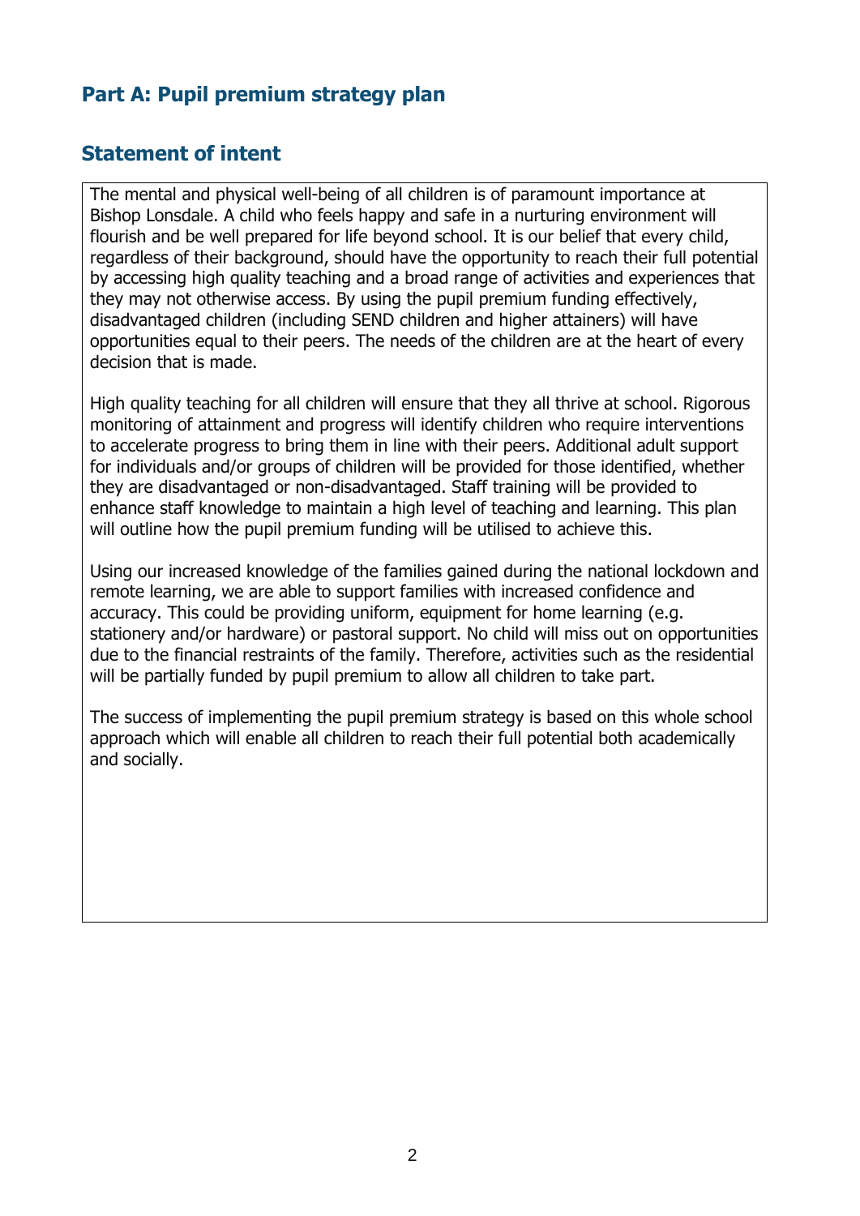## Part A: Pupil premium strategy plan

## Statement of intent

The mental and physical well-being of all children is of paramount importance at Bishop Lonsdale. A child who feels happy and safe in a nurturing environment will flourish and be well prepared for life beyond school. It is our belief that every child, regardless of their background, should have the opportunity to reach their full potential by accessing high quality teaching and a broad range of activities and experiences that they may not otherwise access. By using the pupil premium funding effectively, disadvantaged children (including SEND children and higher attainers) will have opportunities equal to their peers. The needs of the children are at the heart of every decision that is made.

High quality teaching for all children will ensure that they all thrive at school. Rigorous monitoring of attainment and progress will identify children who require interventions to accelerate progress to bring them in line with their peers. Additional adult support for individuals and/or groups of children will be provided for those identified, whether they are disadvantaged or non-disadvantaged. Staff training will be provided to enhance staff knowledge to maintain a high level of teaching and learning. This plan will outline how the pupil premium funding will be utilised to achieve this.

Using our increased knowledge of the families gained during the national lockdown and remote learning, we are able to support families with increased confidence and accuracy. This could be providing uniform, equipment for home learning (e.g. stationery and/or hardware) or pastoral support. No child will miss out on opportunities due to the financial restraints of the family. Therefore, activities such as the residential will be partially funded by pupil premium to allow all children to take part.

The success of implementing the pupil premium strategy is based on this whole school approach which will enable all children to reach their full potential both academically and socially.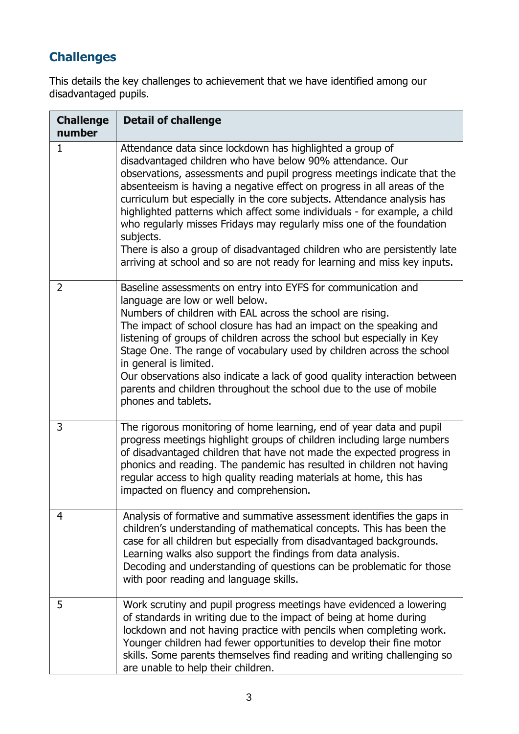## Challenges

This details the key challenges to achievement that we have identified among our disadvantaged pupils.

| Challenge number | Detail of challenge |
|---|---|
| 1 | Attendance data since lockdown has highlighted a group of disadvantaged children who have below 90% attendance. Our observations, assessments and pupil progress meetings indicate that the absenteeism is having a negative effect on progress in all areas of the curriculum but especially in the core subjects. Attendance analysis has highlighted patterns which affect some individuals - for example, a child who regularly misses Fridays may regularly miss one of the foundation subjects.<br>There is also a group of disadvantaged children who are persistently late arriving at school and so are not ready for learning and miss key inputs. |
| 2 | Baseline assessments on entry into EYFS for communication and language are low or well below.<br>Numbers of children with EAL across the school are rising.<br>The impact of school closure has had an impact on the speaking and listening of groups of children across the school but especially in Key Stage One. The range of vocabulary used by children across the school in general is limited.<br>Our observations also indicate a lack of good quality interaction between parents and children throughout the school due to the use of mobile phones and tablets. |
| 3 | The rigorous monitoring of home learning, end of year data and pupil progress meetings highlight groups of children including large numbers of disadvantaged children that have not made the expected progress in phonics and reading. The pandemic has resulted in children not having regular access to high quality reading materials at home, this has impacted on fluency and comprehension. |
| 4 | Analysis of formative and summative assessment identifies the gaps in children's understanding of mathematical concepts. This has been the case for all children but especially from disadvantaged backgrounds. Learning walks also support the findings from data analysis.<br>Decoding and understanding of questions can be problematic for those with poor reading and language skills. |
| 5 | Work scrutiny and pupil progress meetings have evidenced a lowering of standards in writing due to the impact of being at home during lockdown and not having practice with pencils when completing work. Younger children had fewer opportunities to develop their fine motor skills. Some parents themselves find reading and writing challenging so are unable to help their children. |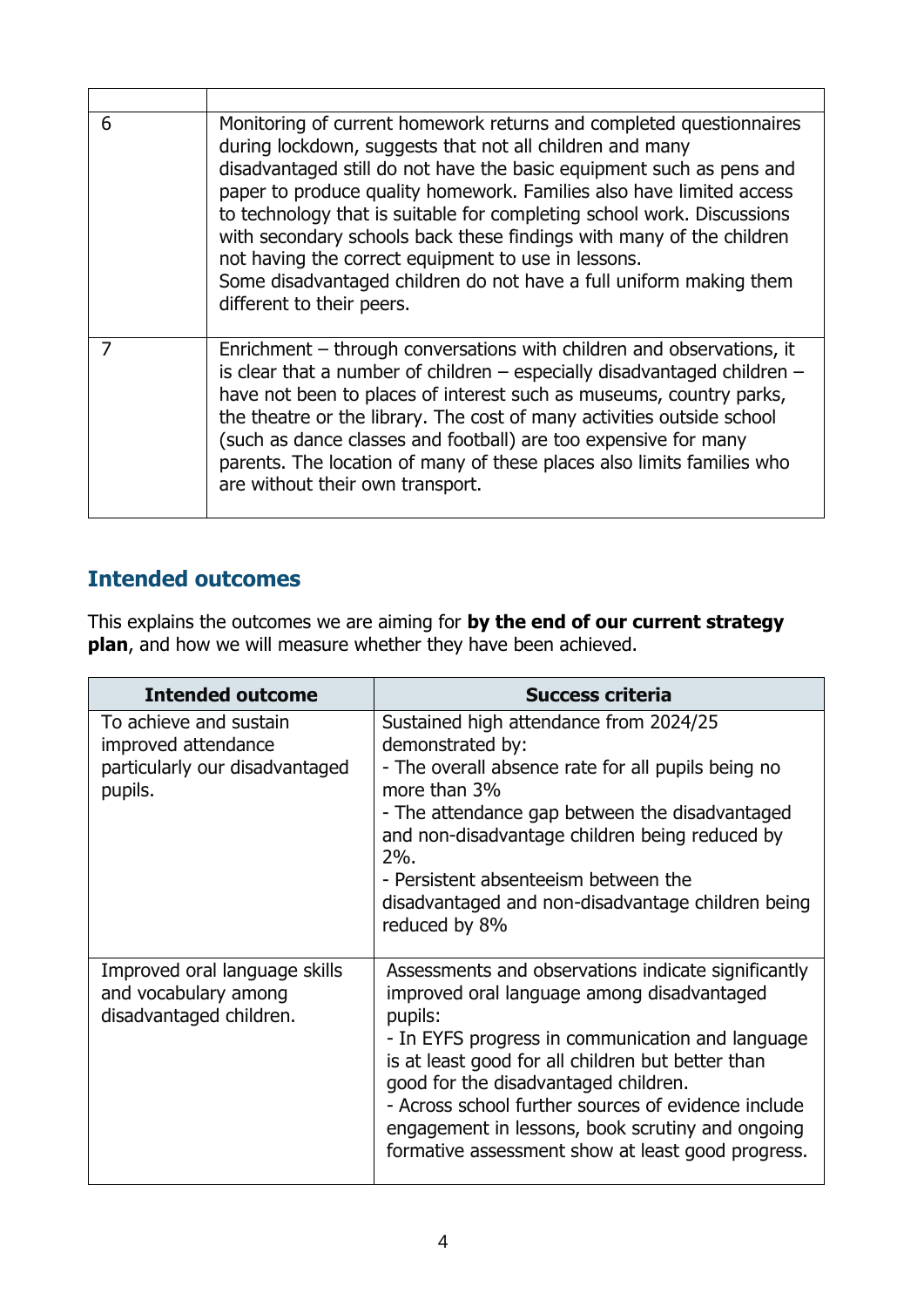| | |
|---|---|
| 6 | Monitoring of current homework returns and completed questionnaires during lockdown, suggests that not all children and many disadvantaged still do not have the basic equipment such as pens and paper to produce quality homework. Families also have limited access to technology that is suitable for completing school work. Discussions with secondary schools back these findings with many of the children not having the correct equipment to use in lessons.<br>Some disadvantaged children do not have a full uniform making them different to their peers. |
| 7 | Enrichment – through conversations with children and observations, it is clear that a number of children – especially disadvantaged children – have not been to places of interest such as museums, country parks, the theatre or the library. The cost of many activities outside school (such as dance classes and football) are too expensive for many parents. The location of many of these places also limits families who are without their own transport. |

## Intended outcomes

This explains the outcomes we are aiming for **by the end of our current strategy plan**, and how we will measure whether they have been achieved.

| Intended outcome | Success criteria |
|---|---|
| To achieve and sustain improved attendance particularly our disadvantaged pupils. | Sustained high attendance from 2024/25 demonstrated by:<br>- The overall absence rate for all pupils being no more than 3%<br>- The attendance gap between the disadvantaged and non-disadvantage children being reduced by 2%.<br>- Persistent absenteeism between the disadvantaged and non-disadvantage children being reduced by 8% |
| Improved oral language skills and vocabulary among disadvantaged children. | Assessments and observations indicate significantly improved oral language among disadvantaged pupils:<br>- In EYFS progress in communication and language is at least good for all children but better than good for the disadvantaged children.<br>- Across school further sources of evidence include engagement in lessons, book scrutiny and ongoing formative assessment show at least good progress. |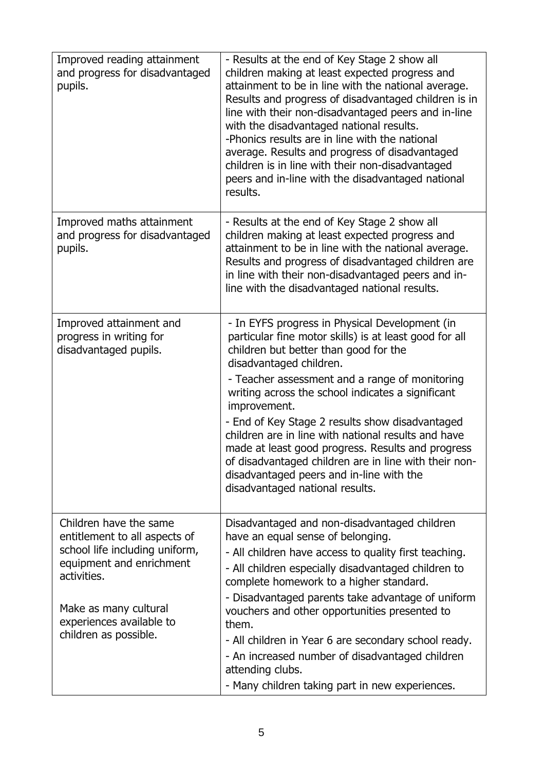| | |
|---|---|
| Improved reading attainment and progress for disadvantaged pupils. | - Results at the end of Key Stage 2 show all children making at least expected progress and attainment to be in line with the national average. Results and progress of disadvantaged children is in line with their non-disadvantaged peers and in-line with the disadvantaged national results.<br>-Phonics results are in line with the national average. Results and progress of disadvantaged children is in line with their non-disadvantaged peers and in-line with the disadvantaged national results. |
| Improved maths attainment and progress for disadvantaged pupils. | - Results at the end of Key Stage 2 show all children making at least expected progress and attainment to be in line with the national average. Results and progress of disadvantaged children are in line with their non-disadvantaged peers and in-line with the disadvantaged national results. |
| Improved attainment and progress in writing for disadvantaged pupils. | - In EYFS progress in Physical Development (in particular fine motor skills) is at least good for all children but better than good for the disadvantaged children.<br>- Teacher assessment and a range of monitoring writing across the school indicates a significant improvement.<br>- End of Key Stage 2 results show disadvantaged children are in line with national results and have made at least good progress. Results and progress of disadvantaged children are in line with their non-disadvantaged peers and in-line with the disadvantaged national results. |
| Children have the same entitlement to all aspects of school life including uniform, equipment and enrichment activities.<br><br>Make as many cultural experiences available to children as possible. | Disadvantaged and non-disadvantaged children have an equal sense of belonging.<br>- All children have access to quality first teaching.<br>- All children especially disadvantaged children to complete homework to a higher standard.<br>- Disadvantaged parents take advantage of uniform vouchers and other opportunities presented to them.<br>- All children in Year 6 are secondary school ready.<br>- An increased number of disadvantaged children attending clubs.<br>- Many children taking part in new experiences. |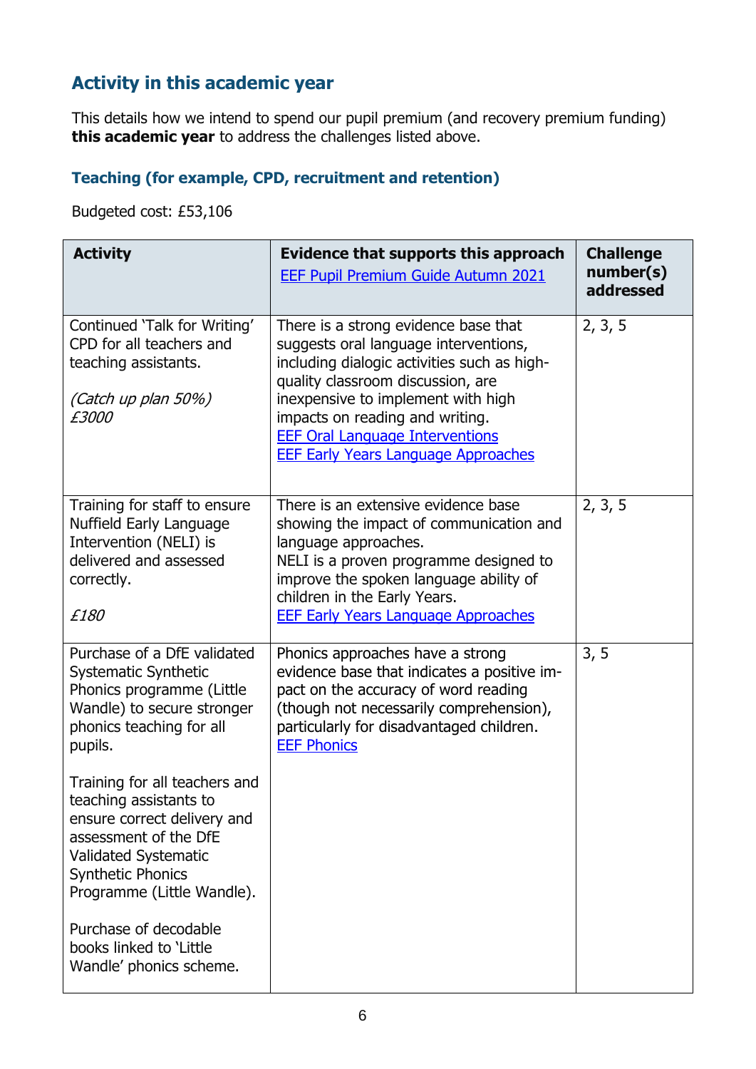## Activity in this academic year

This details how we intend to spend our pupil premium (and recovery premium funding) **this academic year** to address the challenges listed above.

### Teaching (for example, CPD, recruitment and retention)

Budgeted cost: £53,106

| Activity | Evidence that supports this approach [EEF Pupil Premium Guide Autumn 2021](#) | Challenge number(s) addressed |
|---|---|---|
| Continued 'Talk for Writing' CPD for all teachers and teaching assistants.<br><br>*(Catch up plan 50%) £3000* | There is a strong evidence base that suggests oral language interventions, including dialogic activities such as high-quality classroom discussion, are inexpensive to implement with high impacts on reading and writing.<br>[EEF Oral Language Interventions](#)<br>[EEF Early Years Language Approaches](#) | 2, 3, 5 |
| Training for staff to ensure Nuffield Early Language Intervention (NELI) is delivered and assessed correctly.<br><br>*£180* | There is an extensive evidence base showing the impact of communication and language approaches.<br>NELI is a proven programme designed to improve the spoken language ability of children in the Early Years.<br>[EEF Early Years Language Approaches](#) | 2, 3, 5 |
| Purchase of a DfE validated Systematic Synthetic Phonics programme (Little Wandle) to secure stronger phonics teaching for all pupils.<br><br>Training for all teachers and teaching assistants to ensure correct delivery and assessment of the DfE Validated Systematic Synthetic Phonics Programme (Little Wandle).<br><br>Purchase of decodable books linked to 'Little Wandle' phonics scheme. | Phonics approaches have a strong evidence base that indicates a positive impact on the accuracy of word reading (though not necessarily comprehension), particularly for disadvantaged children.<br>[EEF Phonics](#) | 3, 5 |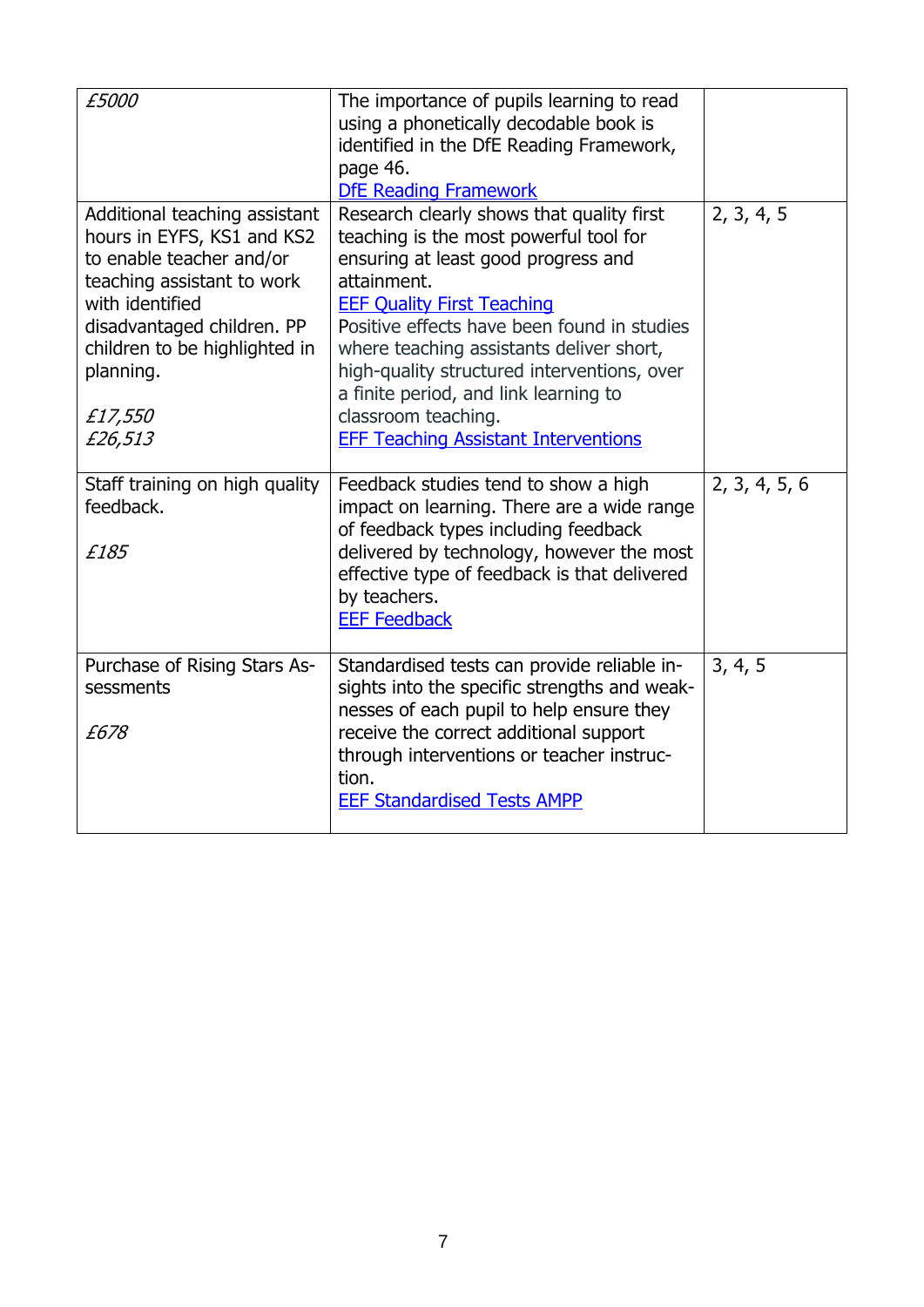| | | |
|---|---|---|
| *£5000* | The importance of pupils learning to read using a phonetically decodable book is identified in the DfE Reading Framework, page 46. [DfE Reading Framework] | |
| Additional teaching assistant hours in EYFS, KS1 and KS2 to enable teacher and/or teaching assistant to work with identified disadvantaged children. PP children to be highlighted in planning.<br><br>*£17,550*<br>*£26,513* | Research clearly shows that quality first teaching is the most powerful tool for ensuring at least good progress and attainment.<br>[EEF Quality First Teaching]<br>Positive effects have been found in studies where teaching assistants deliver short, high-quality structured interventions, over a finite period, and link learning to classroom teaching.<br>[EFF Teaching Assistant Interventions] | 2, 3, 4, 5 |
| Staff training on high quality feedback.<br><br>*£185* | Feedback studies tend to show a high impact on learning. There are a wide range of feedback types including feedback delivered by technology, however the most effective type of feedback is that delivered by teachers.<br>[EEF Feedback] | 2, 3, 4, 5, 6 |
| Purchase of Rising Stars Assessments<br><br>*£678* | Standardised tests can provide reliable insights into the specific strengths and weaknesses of each pupil to help ensure they receive the correct additional support through interventions or teacher instruction.<br>[EEF Standardised Tests AMPP] | 3, 4, 5 |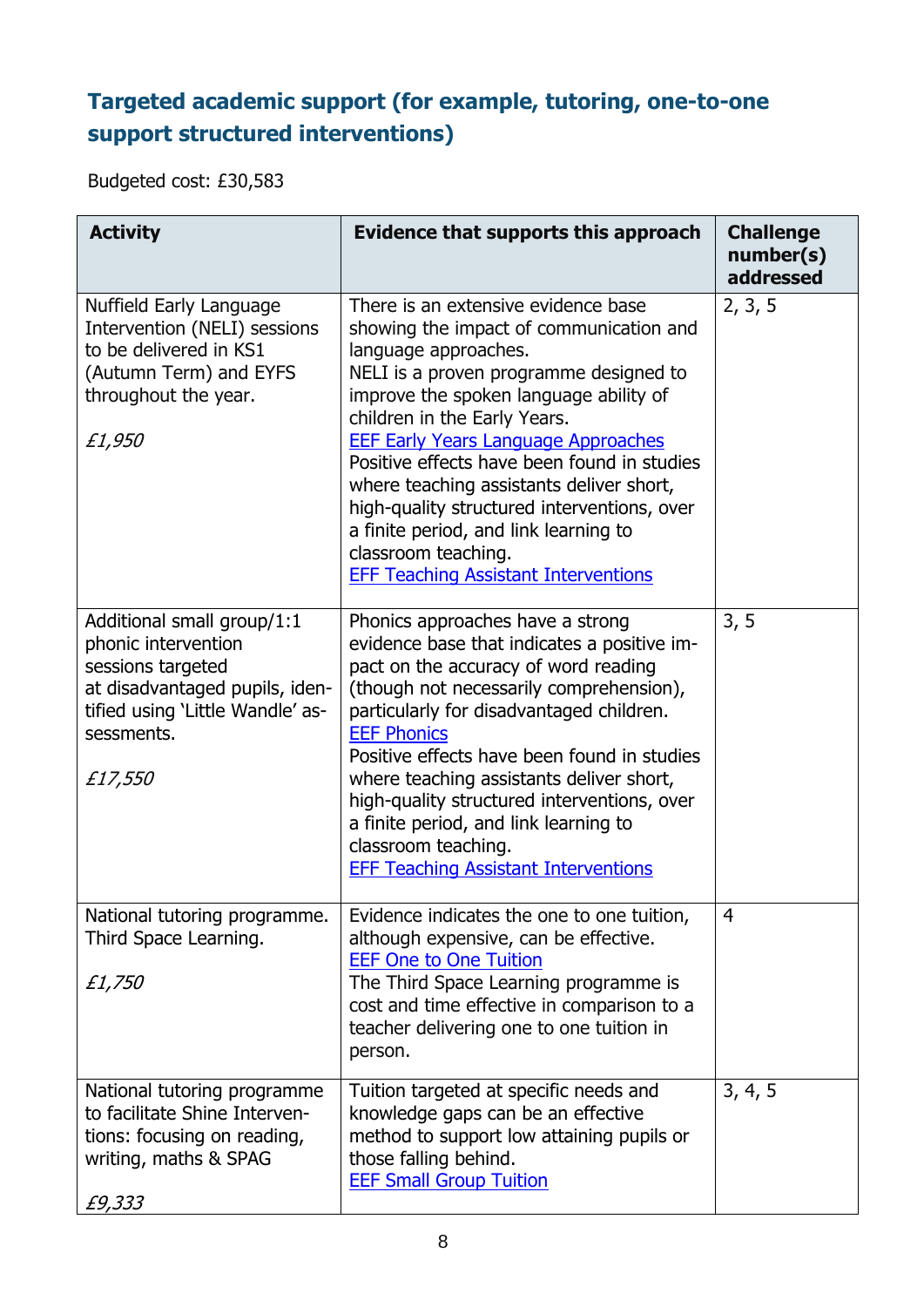### Targeted academic support (for example, tutoring, one-to-one support structured interventions)

Budgeted cost: £30,583

| Activity | Evidence that supports this approach | Challenge number(s) addressed |
|---|---|---|
| Nuffield Early Language Intervention (NELI) sessions to be delivered in KS1 (Autumn Term) and EYFS throughout the year.<br><br>*£1,950* | There is an extensive evidence base showing the impact of communication and language approaches.<br>NELI is a proven programme designed to improve the spoken language ability of children in the Early Years.<br>EEF Early Years Language Approaches<br>Positive effects have been found in studies where teaching assistants deliver short, high-quality structured interventions, over a finite period, and link learning to classroom teaching.<br>EFF Teaching Assistant Interventions | 2, 3, 5 |
| Additional small group/1:1 phonic intervention sessions targeted at disadvantaged pupils, identified using 'Little Wandle' assessments.<br><br>*£17,550* | Phonics approaches have a strong evidence base that indicates a positive impact on the accuracy of word reading (though not necessarily comprehension), particularly for disadvantaged children.<br>EEF Phonics<br>Positive effects have been found in studies where teaching assistants deliver short, high-quality structured interventions, over a finite period, and link learning to classroom teaching.<br>EFF Teaching Assistant Interventions | 3, 5 |
| National tutoring programme. Third Space Learning.<br><br>*£1,750* | Evidence indicates the one to one tuition, although expensive, can be effective.<br>EEF One to One Tuition<br>The Third Space Learning programme is cost and time effective in comparison to a teacher delivering one to one tuition in person. | 4 |
| National tutoring programme to facilitate Shine Interventions: focusing on reading, writing, maths & SPAG<br><br>*£9,333* | Tuition targeted at specific needs and knowledge gaps can be an effective method to support low attaining pupils or those falling behind.<br>EEF Small Group Tuition | 3, 4, 5 |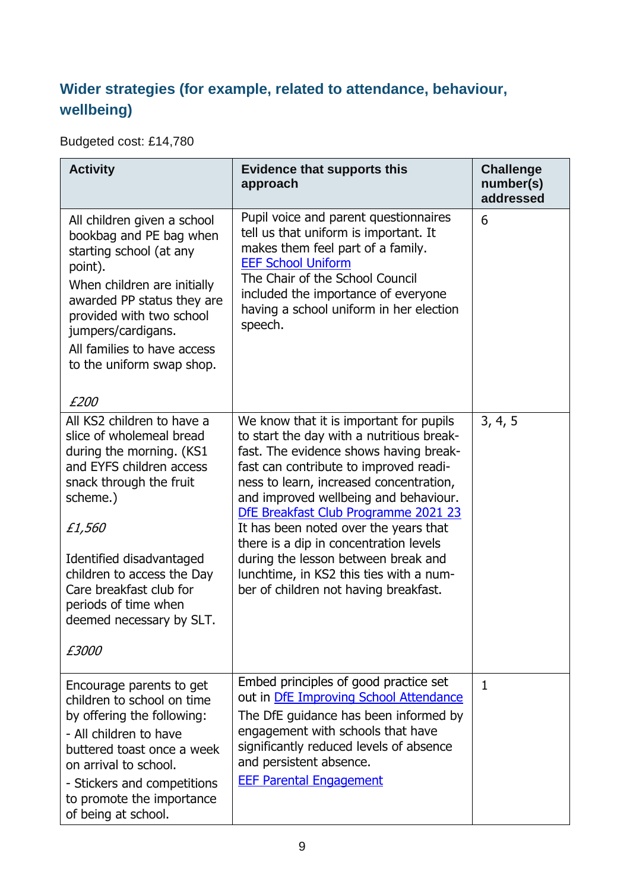## Wider strategies (for example, related to attendance, behaviour, wellbeing)

Budgeted cost: £14,780

| Activity | Evidence that supports this approach | Challenge number(s) addressed |
|---|---|---|
| All children given a school bookbag and PE bag when starting school (at any point).<br>When children are initially awarded PP status they are provided with two school jumpers/cardigans.<br>All families to have access to the uniform swap shop.<br><br>*£200* | Pupil voice and parent questionnaires tell us that uniform is important. It makes them feel part of a family.<br>EEF School Uniform<br>The Chair of the School Council included the importance of everyone having a school uniform in her election speech. | 6 |
| All KS2 children to have a slice of wholemeal bread during the morning. (KS1 and EYFS children access snack through the fruit scheme.)<br><br>*£1,560*<br><br>Identified disadvantaged children to access the Day Care breakfast club for periods of time when deemed necessary by SLT.<br><br>*£3000* | We know that it is important for pupils to start the day with a nutritious breakfast. The evidence shows having breakfast can contribute to improved readiness to learn, increased concentration, and improved wellbeing and behaviour.<br>DfE Breakfast Club Programme 2021 23<br>It has been noted over the years that there is a dip in concentration levels during the lesson between break and lunchtime, in KS2 this ties with a number of children not having breakfast. | 3, 4, 5 |
| Encourage parents to get children to school on time by offering the following:<br>- All children to have buttered toast once a week on arrival to school.<br>- Stickers and competitions to promote the importance of being at school. | Embed principles of good practice set out in DfE Improving School Attendance<br>The DfE guidance has been informed by engagement with schools that have significantly reduced levels of absence and persistent absence.<br>EEF Parental Engagement | 1 |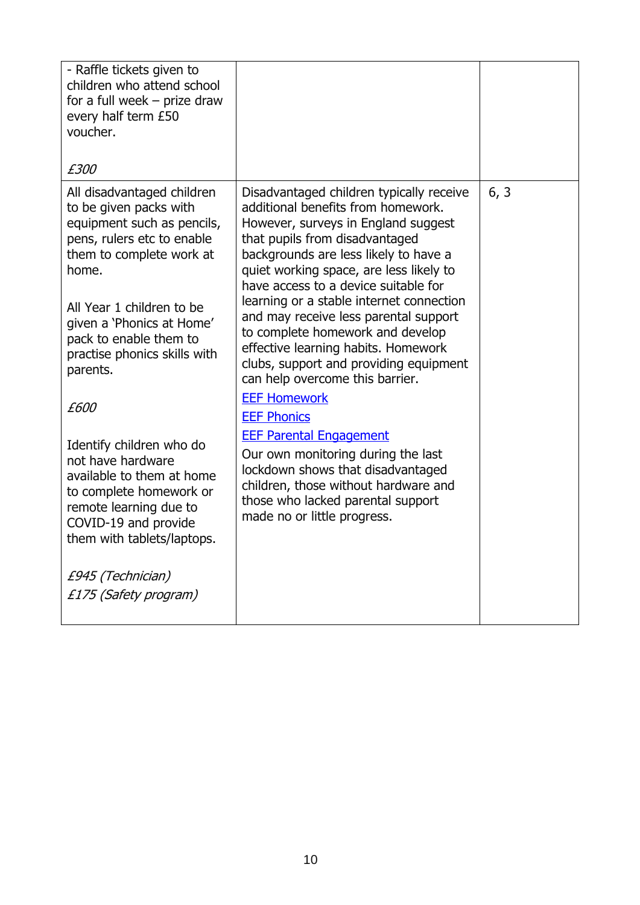| | | |
|---|---|---|
| - Raffle tickets given to children who attend school for a full week – prize draw every half term £50 voucher.<br><br>*£300* | | |
| All disadvantaged children to be given packs with equipment such as pencils, pens, rulers etc to enable them to complete work at home.<br><br>All Year 1 children to be given a 'Phonics at Home' pack to enable them to practise phonics skills with parents.<br><br>*£600*<br><br>Identify children who do not have hardware available to them at home to complete homework or remote learning due to COVID-19 and provide them with tablets/laptops.<br><br>*£945 (Technician)*<br>*£175 (Safety program)* | Disadvantaged children typically receive additional benefits from homework. However, surveys in England suggest that pupils from disadvantaged backgrounds are less likely to have a quiet working space, are less likely to have access to a device suitable for learning or a stable internet connection and may receive less parental support to complete homework and develop effective learning habits. Homework clubs, support and providing equipment can help overcome this barrier.<br><br>EEF Homework<br><br>EEF Phonics<br><br>EEF Parental Engagement<br><br>Our own monitoring during the last lockdown shows that disadvantaged children, those without hardware and those who lacked parental support made no or little progress. | 6, 3 |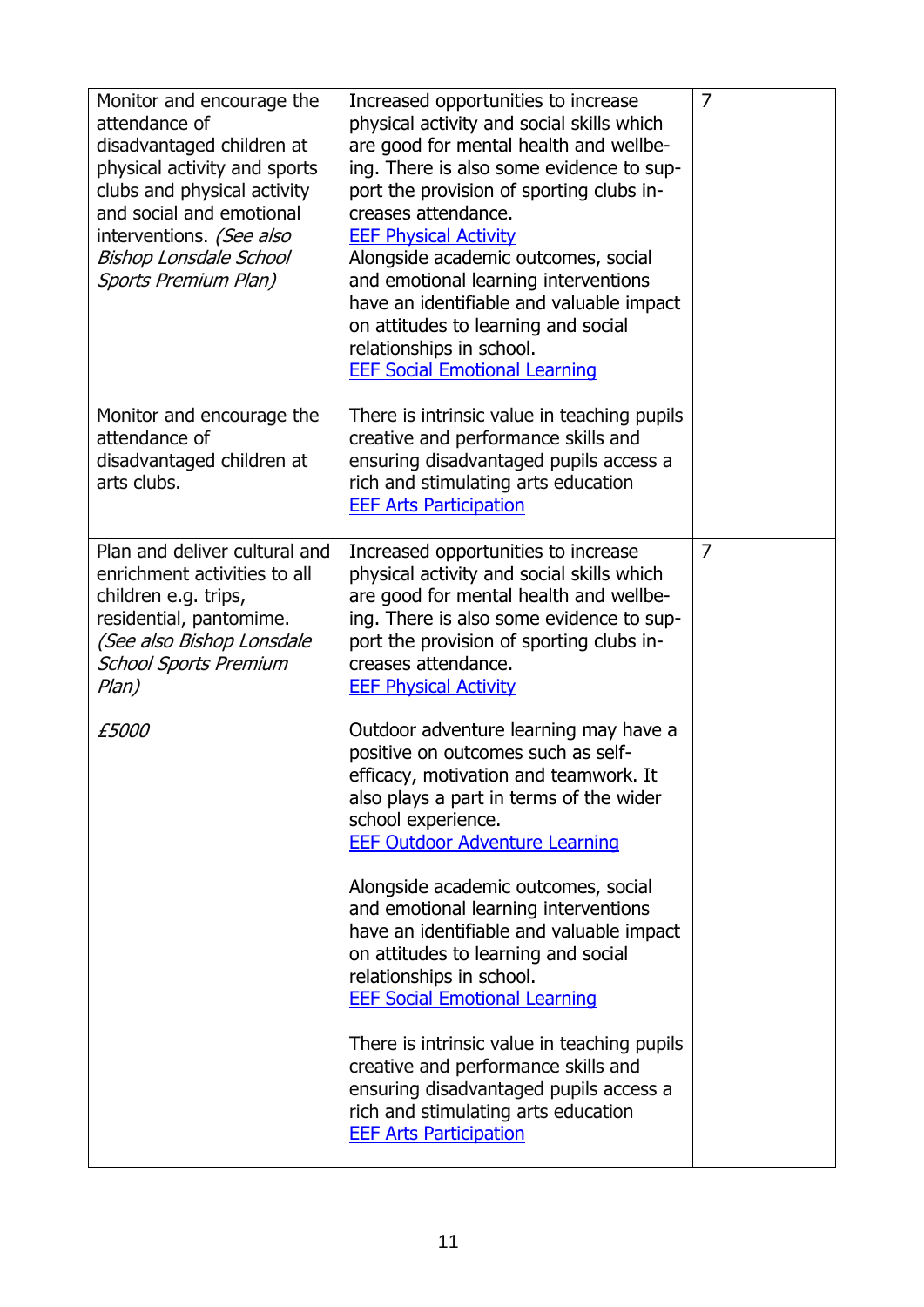| | | |
|---|---|---|
| Monitor and encourage the attendance of disadvantaged children at physical activity and sports clubs and physical activity and social and emotional interventions. *(See also Bishop Lonsdale School Sports Premium Plan)*<br><br>Monitor and encourage the attendance of disadvantaged children at arts clubs. | Increased opportunities to increase physical activity and social skills which are good for mental health and wellbeing. There is also some evidence to support the provision of sporting clubs increases attendance.<br>[EEF Physical Activity]()<br>Alongside academic outcomes, social and emotional learning interventions have an identifiable and valuable impact on attitudes to learning and social relationships in school.<br>[EEF Social Emotional Learning]()<br><br>There is intrinsic value in teaching pupils creative and performance skills and ensuring disadvantaged pupils access a rich and stimulating arts education<br>[EEF Arts Participation]() | 7 |
| Plan and deliver cultural and enrichment activities to all children e.g. trips, residential, pantomime. *(See also Bishop Lonsdale School Sports Premium Plan)*<br><br>*£5000* | Increased opportunities to increase physical activity and social skills which are good for mental health and wellbeing. There is also some evidence to support the provision of sporting clubs increases attendance.<br>[EEF Physical Activity]()<br><br>Outdoor adventure learning may have a positive on outcomes such as self-efficacy, motivation and teamwork. It also plays a part in terms of the wider school experience.<br>[EEF Outdoor Adventure Learning]()<br><br>Alongside academic outcomes, social and emotional learning interventions have an identifiable and valuable impact on attitudes to learning and social relationships in school.<br>[EEF Social Emotional Learning]()<br><br>There is intrinsic value in teaching pupils creative and performance skills and ensuring disadvantaged pupils access a rich and stimulating arts education<br>[EEF Arts Participation]() | 7 |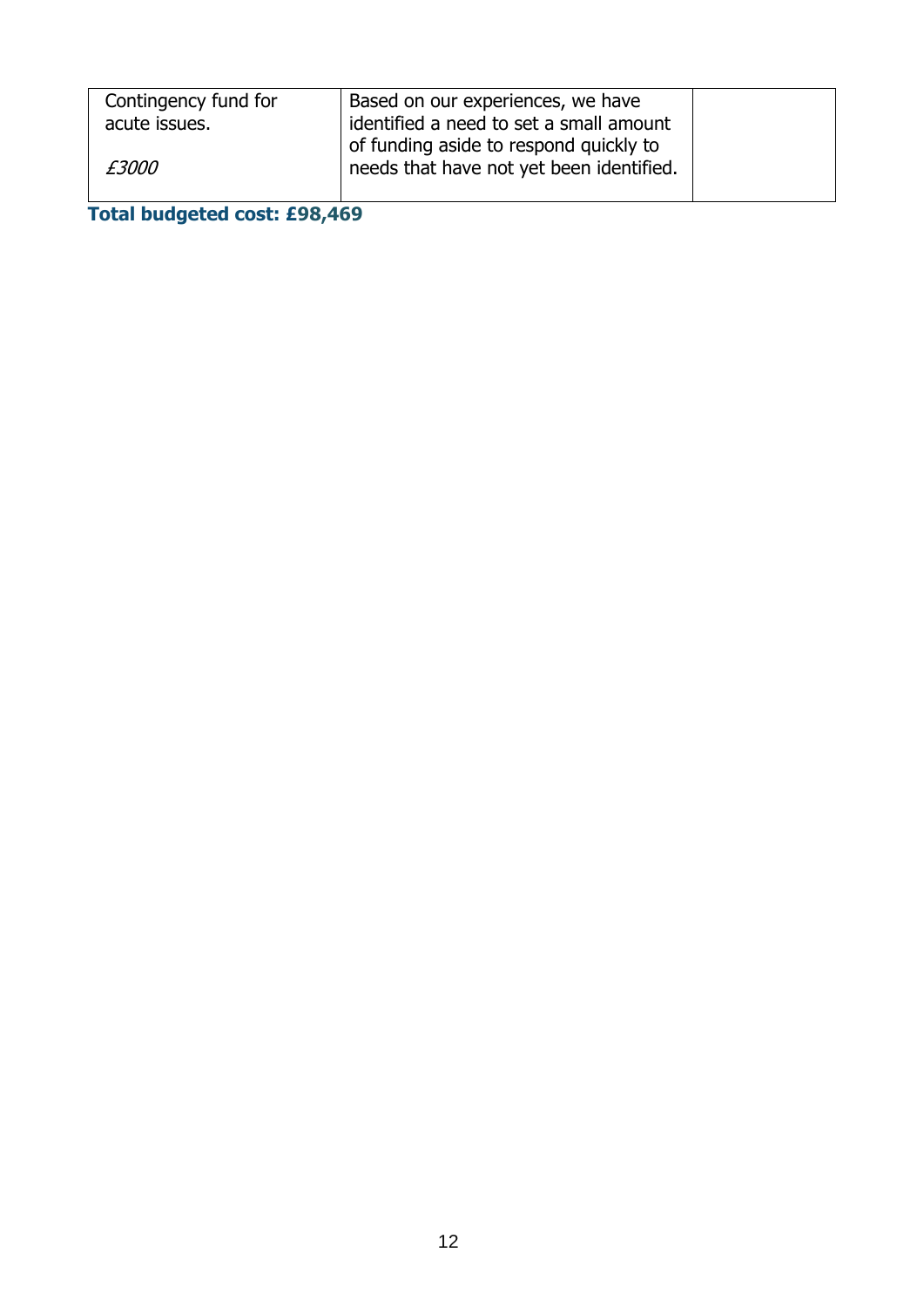| | | |
|---|---|---|
| Contingency fund for acute issues.<br><br>*£3000* | Based on our experiences, we have identified a need to set a small amount of funding aside to respond quickly to needs that have not yet been identified. | |

**Total budgeted cost: £98,469**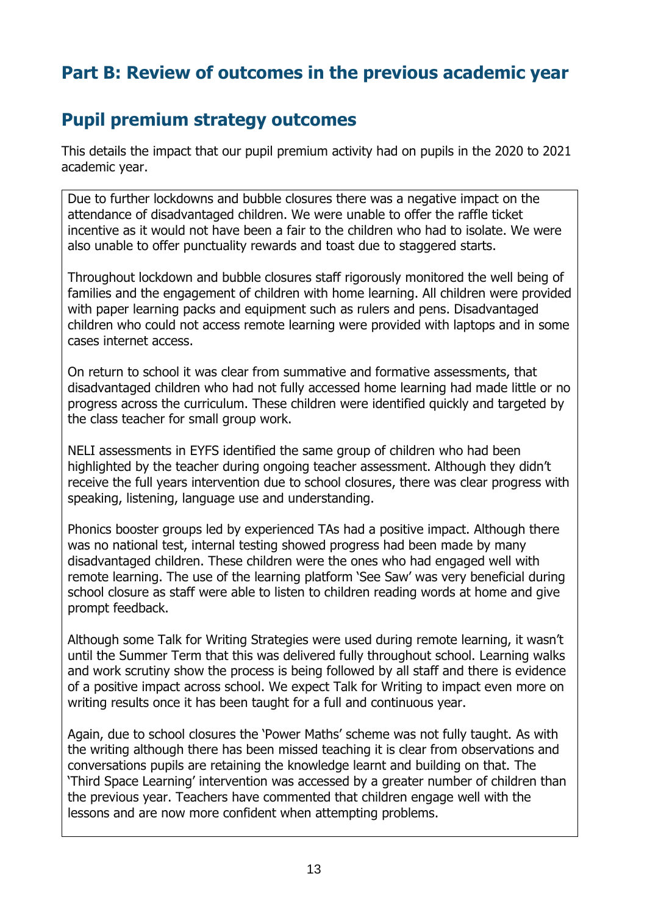# Part B: Review of outcomes in the previous academic year

## Pupil premium strategy outcomes

This details the impact that our pupil premium activity had on pupils in the 2020 to 2021 academic year.

Due to further lockdowns and bubble closures there was a negative impact on the attendance of disadvantaged children. We were unable to offer the raffle ticket incentive as it would not have been a fair to the children who had to isolate. We were also unable to offer punctuality rewards and toast due to staggered starts.

Throughout lockdown and bubble closures staff rigorously monitored the well being of families and the engagement of children with home learning. All children were provided with paper learning packs and equipment such as rulers and pens. Disadvantaged children who could not access remote learning were provided with laptops and in some cases internet access.

On return to school it was clear from summative and formative assessments, that disadvantaged children who had not fully accessed home learning had made little or no progress across the curriculum. These children were identified quickly and targeted by the class teacher for small group work.

NELI assessments in EYFS identified the same group of children who had been highlighted by the teacher during ongoing teacher assessment. Although they didn't receive the full years intervention due to school closures, there was clear progress with speaking, listening, language use and understanding.

Phonics booster groups led by experienced TAs had a positive impact. Although there was no national test, internal testing showed progress had been made by many disadvantaged children. These children were the ones who had engaged well with remote learning. The use of the learning platform 'See Saw' was very beneficial during school closure as staff were able to listen to children reading words at home and give prompt feedback.

Although some Talk for Writing Strategies were used during remote learning, it wasn't until the Summer Term that this was delivered fully throughout school. Learning walks and work scrutiny show the process is being followed by all staff and there is evidence of a positive impact across school. We expect Talk for Writing to impact even more on writing results once it has been taught for a full and continuous year.

Again, due to school closures the 'Power Maths' scheme was not fully taught. As with the writing although there has been missed teaching it is clear from observations and conversations pupils are retaining the knowledge learnt and building on that. The 'Third Space Learning' intervention was accessed by a greater number of children than the previous year. Teachers have commented that children engage well with the lessons and are now more confident when attempting problems.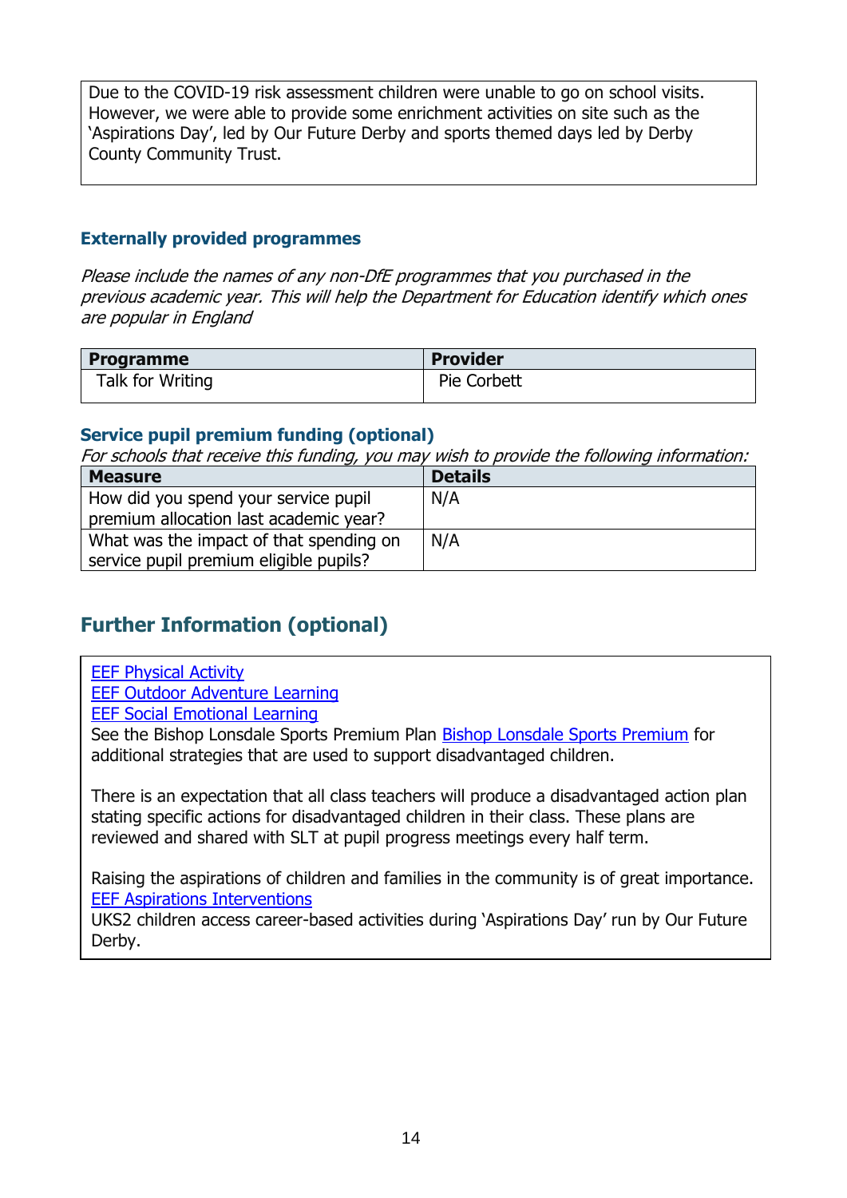Due to the COVID-19 risk assessment children were unable to go on school visits. However, we were able to provide some enrichment activities on site such as the 'Aspirations Day', led by Our Future Derby and sports themed days led by Derby County Community Trust.

### Externally provided programmes

*Please include the names of any non-DfE programmes that you purchased in the previous academic year. This will help the Department for Education identify which ones are popular in England*

| Programme | Provider |
| --- | --- |
| Talk for Writing | Pie Corbett |

### Service pupil premium funding (optional)

*For schools that receive this funding, you may wish to provide the following information:*

| Measure | Details |
| --- | --- |
| How did you spend your service pupil premium allocation last academic year? | N/A |
| What was the impact of that spending on service pupil premium eligible pupils? | N/A |

## Further Information (optional)

EEF Physical Activity
EEF Outdoor Adventure Learning
EEF Social Emotional Learning
See the Bishop Lonsdale Sports Premium Plan Bishop Lonsdale Sports Premium for additional strategies that are used to support disadvantaged children.

There is an expectation that all class teachers will produce a disadvantaged action plan stating specific actions for disadvantaged children in their class. These plans are reviewed and shared with SLT at pupil progress meetings every half term.

Raising the aspirations of children and families in the community is of great importance.
EEF Aspirations Interventions
UKS2 children access career-based activities during 'Aspirations Day' run by Our Future Derby.